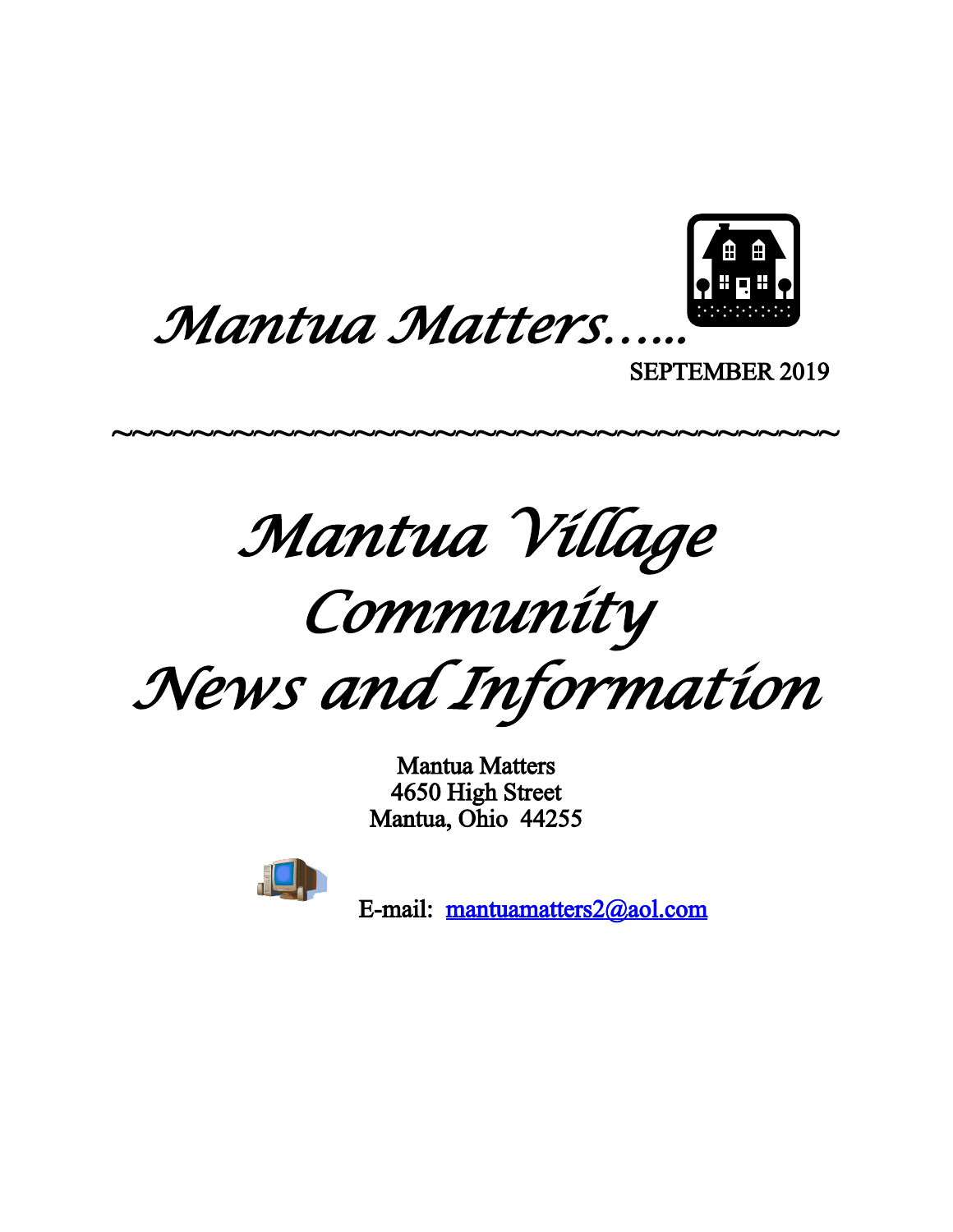# *Mantua Matters…..*

SEPTEMBER 2019

~~~~~~~~~~~~~~~~~~~~~~~~~~~~~~~~~~~~~~~~

# *Mantua Village Community News and Information*

Mantua Matters
4650 High Street
Mantua, Ohio 44255

E-mail: mantuamatters2@aol.com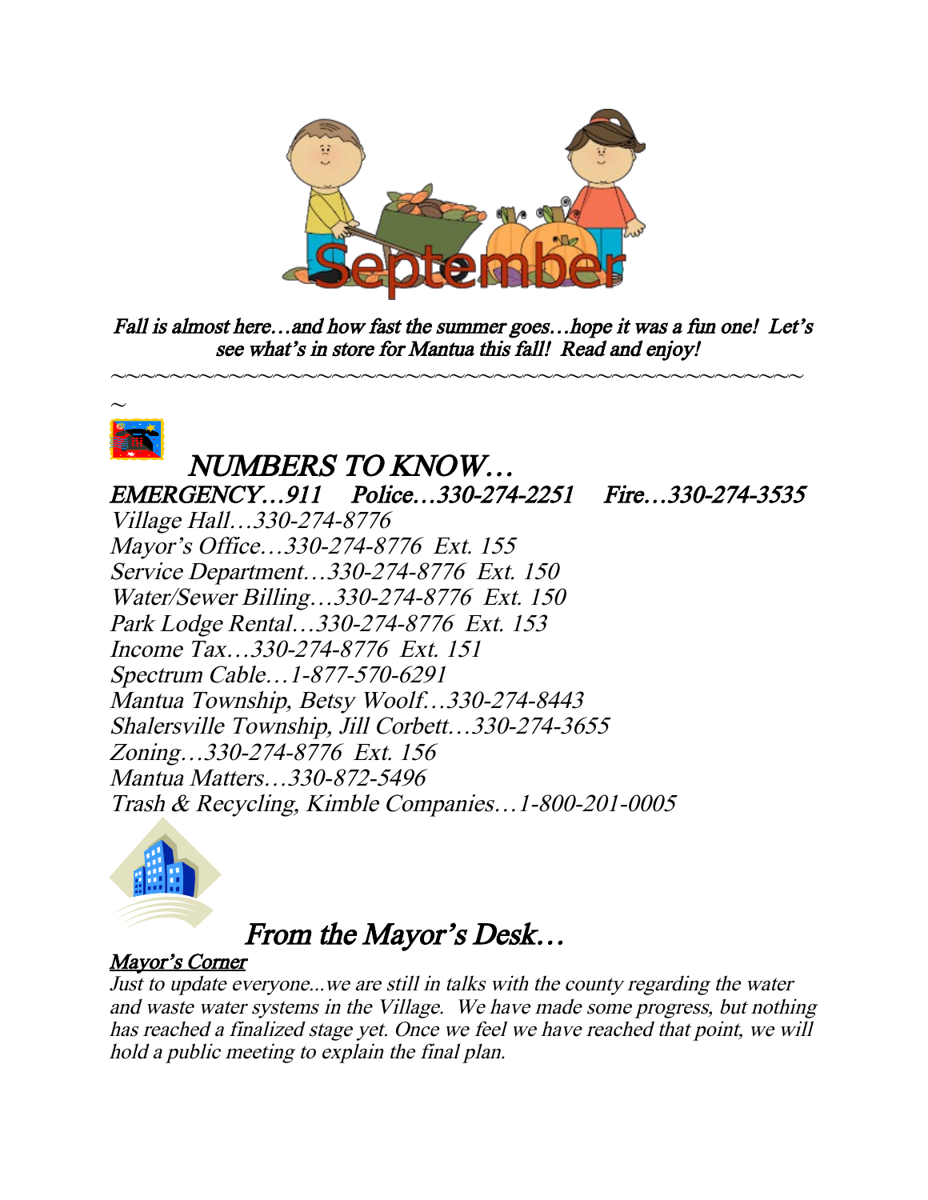*Fall is almost here…and how fast the summer goes…hope it was a fun one! Let's see what's in store for Mantua this fall! Read and enjoy!*

~~~~~~~~~~~~~~~~~~~~~~~~~~~~~~~~~~~~~~~~~~~~~~~~~~~~~~~~

## *NUMBERS TO KNOW…*

*EMERGENCY…911 Police…330-274-2251 Fire…330-274-3535*

*Village Hall…330-274-8776*
*Mayor's Office…330-274-8776 Ext. 155*
*Service Department…330-274-8776 Ext. 150*
*Water/Sewer Billing…330-274-8776 Ext. 150*
*Park Lodge Rental…330-274-8776 Ext. 153*
*Income Tax…330-274-8776 Ext. 151*
*Spectrum Cable…1-877-570-6291*
*Mantua Township, Betsy Woolf…330-274-8443*
*Shalersville Township, Jill Corbett…330-274-3655*
*Zoning…330-274-8776 Ext. 156*
*Mantua Matters…330-872-5496*
*Trash & Recycling, Kimble Companies…1-800-201-0005*

## *From the Mayor's Desk…*

***Mayor's Corner***

*Just to update everyone...we are still in talks with the county regarding the water and waste water systems in the Village. We have made some progress, but nothing has reached a finalized stage yet. Once we feel we have reached that point, we will hold a public meeting to explain the final plan.*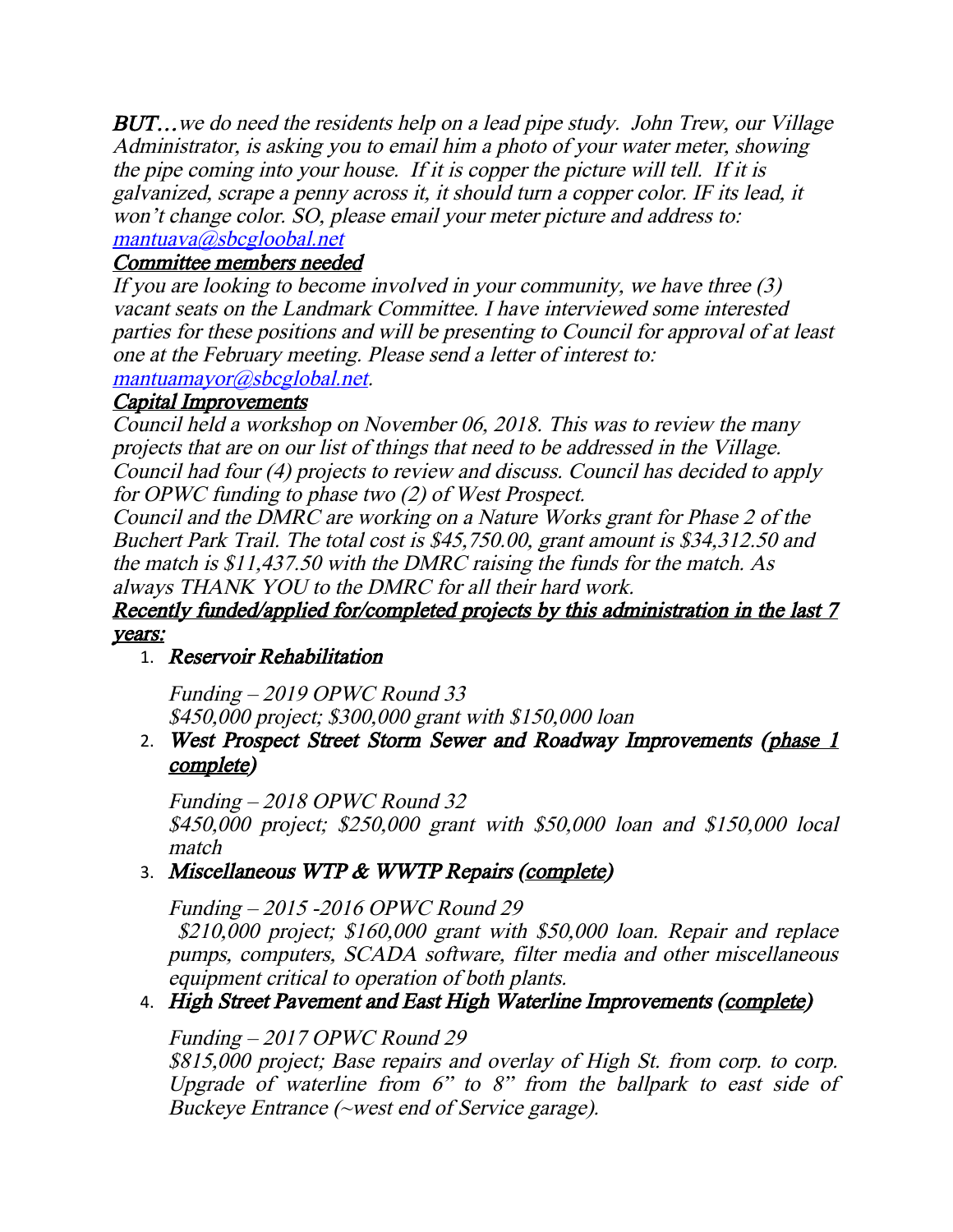*BUT…we do need the residents help on a lead pipe study. John Trew, our Village Administrator, is asking you to email him a photo of your water meter, showing the pipe coming into your house. If it is copper the picture will tell. If it is galvanized, scrape a penny across it, it should turn a copper color. IF its lead, it won't change color. SO, please email your meter picture and address to:* [*mantuava@sbcgloobal.net*](mailto:mantuava@sbcgloobal.net)

## *Committee members needed*

*If you are looking to become involved in your community, we have three (3) vacant seats on the Landmark Committee. I have interviewed some interested parties for these positions and will be presenting to Council for approval of at least one at the February meeting. Please send a letter of interest to:* [*mantuamayor@sbcglobal.net*](mailto:mantuamayor@sbcglobal.net)*.*

## *Capital Improvements*

*Council held a workshop on November 06, 2018. This was to review the many projects that are on our list of things that need to be addressed in the Village. Council had four (4) projects to review and discuss. Council has decided to apply for OPWC funding to phase two (2) of West Prospect.*

*Council and the DMRC are working on a Nature Works grant for Phase 2 of the Buchert Park Trail. The total cost is $45,750.00, grant amount is $34,312.50 and the match is $11,437.50 with the DMRC raising the funds for the match. As always THANK YOU to the DMRC for all their hard work.*

## *Recently funded/applied for/completed projects by this administration in the last 7 years:*

1. ***Reservoir Rehabilitation***

   *Funding – 2019 OPWC Round 33*
   *$450,000 project; $300,000 grant with $150,000 loan*

2. ***West Prospect Street Storm Sewer and Roadway Improvements (phase 1 complete)***

   *Funding – 2018 OPWC Round 32*
   *$450,000 project; $250,000 grant with $50,000 loan and $150,000 local match*

3. ***Miscellaneous WTP & WWTP Repairs (complete)***

   *Funding – 2015 -2016 OPWC Round 29*
   *$210,000 project; $160,000 grant with $50,000 loan. Repair and replace pumps, computers, SCADA software, filter media and other miscellaneous equipment critical to operation of both plants.*

4. ***High Street Pavement and East High Waterline Improvements (complete)***

   *Funding – 2017 OPWC Round 29*
   *$815,000 project; Base repairs and overlay of High St. from corp. to corp. Upgrade of waterline from 6" to 8" from the ballpark to east side of Buckeye Entrance (~west end of Service garage).*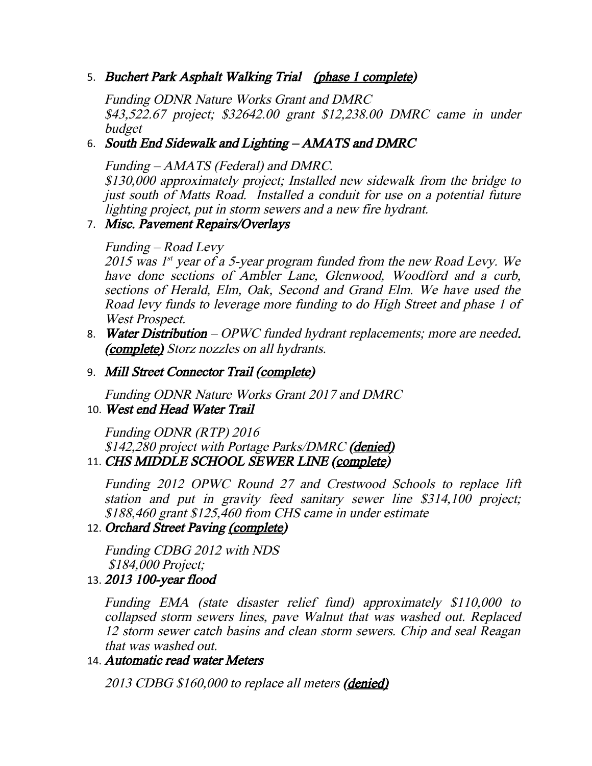5. ***Buchert Park Asphalt Walking Trial** (<u>phase 1 complete</u>)*

   *Funding ODNR Nature Works Grant and DMRC*
   *\$43,522.67 project; \$32642.00 grant \$12,238.00 DMRC came in under budget*

6. ***South End Sidewalk and Lighting – AMATS and DMRC***

   *Funding – AMATS (Federal) and DMRC.*
   *\$130,000 approximately project; Installed new sidewalk from the bridge to just south of Matts Road. Installed a conduit for use on a potential future lighting project, put in storm sewers and a new fire hydrant.*

7. ***Misc. Pavement Repairs/Overlays***

   *Funding – Road Levy*
   *2015 was 1st year of a 5-year program funded from the new Road Levy. We have done sections of Ambler Lane, Glenwood, Woodford and a curb, sections of Herald, Elm, Oak, Second and Grand Elm. We have used the Road levy funds to leverage more funding to do High Street and phase 1 of West Prospect.*

8. ***Water Distribution** – OPWC funded hydrant replacements; more are needed. **(<u>complete</u>)** Storz nozzles on all hydrants.*

9. ***Mill Street Connector Trail** (<u>complete</u>)*

   *Funding ODNR Nature Works Grant 2017 and DMRC*

10. ***West end Head Water Trail***

    *Funding ODNR (RTP) 2016*
    *\$142,280 project with Portage Parks/DMRC **(<u>denied</u>)***

11. ***CHS MIDDLE SCHOOL SEWER LINE** (<u>complete</u>)*

    *Funding 2012 OPWC Round 27 and Crestwood Schools to replace lift station and put in gravity feed sanitary sewer line \$314,100 project; \$188,460 grant \$125,460 from CHS came in under estimate*

12. ***Orchard Street Paving** (<u>complete</u>)*

    *Funding CDBG 2012 with NDS*
    *\$184,000 Project;*

13. ***2013 100-year flood***

    *Funding EMA (state disaster relief fund) approximately \$110,000 to collapsed storm sewers lines, pave Walnut that was washed out. Replaced 12 storm sewer catch basins and clean storm sewers. Chip and seal Reagan that was washed out.*

14. ***Automatic read water Meters***

    *2013 CDBG \$160,000 to replace all meters **(<u>denied</u>)***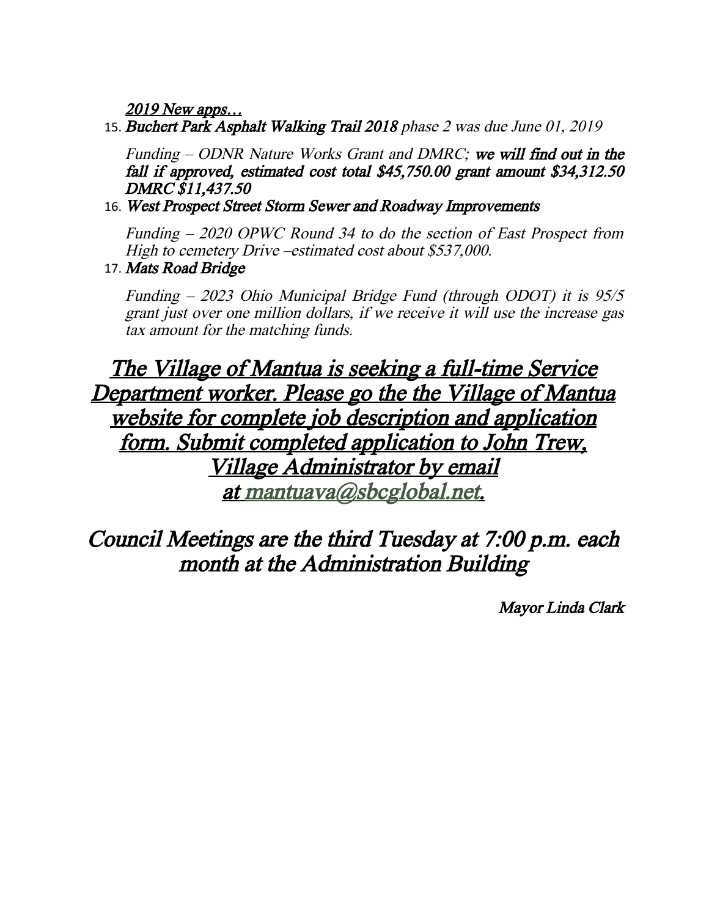*2019 New apps…*

15. ***Buchert Park Asphalt Walking Trail 2018*** *phase 2 was due June 01, 2019*

    *Funding – ODNR Nature Works Grant and DMRC;* ***we will find out in the fall if approved, estimated cost total $45,750.00 grant amount $34,312.50 DMRC $11,437.50***

16. ***West Prospect Street Storm Sewer and Roadway Improvements***

    *Funding – 2020 OPWC Round 34 to do the section of East Prospect from High to cemetery Drive –estimated cost about $537,000.*

17. ***Mats Road Bridge***

    *Funding – 2023 Ohio Municipal Bridge Fund (through ODOT) it is 95/5 grant just over one million dollars, if we receive it will use the increase gas tax amount for the matching funds.*

## *The Village of Mantua is seeking a full-time Service Department worker. Please go the the Village of Mantua website for complete job description and application form. Submit completed application to John Trew, Village Administrator by email at mantuava@sbcglobal.net.*

## *Council Meetings are the third Tuesday at 7:00 p.m. each month at the Administration Building*

***Mayor Linda Clark***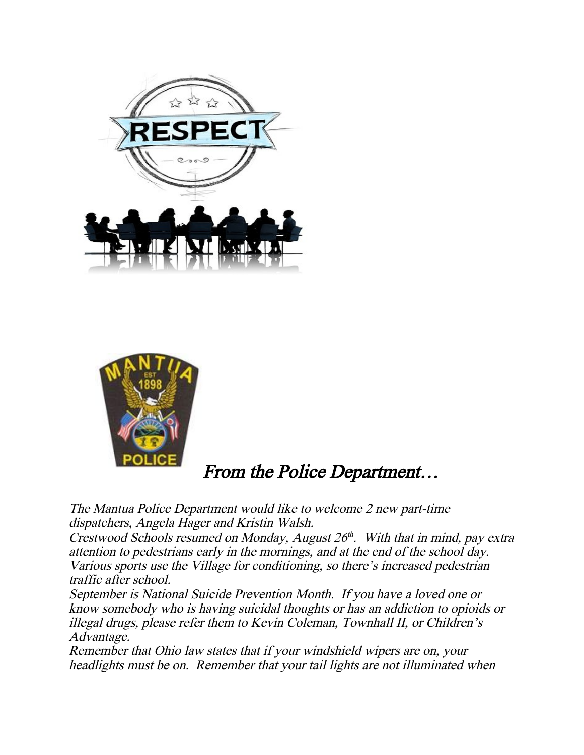## *From the Police Department…*

*The Mantua Police Department would like to welcome 2 new part-time dispatchers, Angela Hager and Kristin Walsh.*

*Crestwood Schools resumed on Monday, August 26th. With that in mind, pay extra attention to pedestrians early in the mornings, and at the end of the school day. Various sports use the Village for conditioning, so there's increased pedestrian traffic after school.*

*September is National Suicide Prevention Month. If you have a loved one or know somebody who is having suicidal thoughts or has an addiction to opioids or illegal drugs, please refer them to Kevin Coleman, Townhall II, or Children's Advantage.*

*Remember that Ohio law states that if your windshield wipers are on, your headlights must be on. Remember that your tail lights are not illuminated when*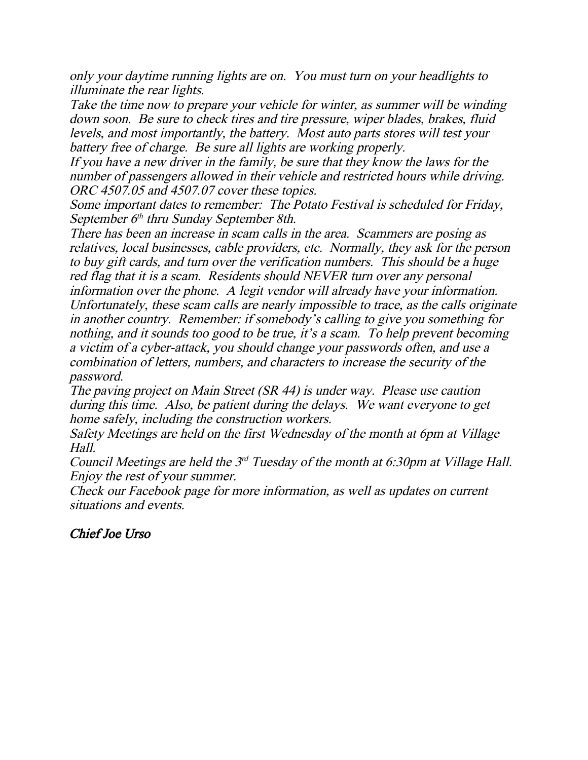*only your daytime running lights are on. You must turn on your headlights to illuminate the rear lights.*

*Take the time now to prepare your vehicle for winter, as summer will be winding down soon. Be sure to check tires and tire pressure, wiper blades, brakes, fluid levels, and most importantly, the battery. Most auto parts stores will test your battery free of charge. Be sure all lights are working properly.*

*If you have a new driver in the family, be sure that they know the laws for the number of passengers allowed in their vehicle and restricted hours while driving. ORC 4507.05 and 4507.07 cover these topics.*

*Some important dates to remember: The Potato Festival is scheduled for Friday, September 6th thru Sunday September 8th.*

*There has been an increase in scam calls in the area. Scammers are posing as relatives, local businesses, cable providers, etc. Normally, they ask for the person to buy gift cards, and turn over the verification numbers. This should be a huge red flag that it is a scam. Residents should NEVER turn over any personal information over the phone. A legit vendor will already have your information. Unfortunately, these scam calls are nearly impossible to trace, as the calls originate in another country. Remember: if somebody's calling to give you something for nothing, and it sounds too good to be true, it's a scam. To help prevent becoming a victim of a cyber-attack, you should change your passwords often, and use a combination of letters, numbers, and characters to increase the security of the password.*

*The paving project on Main Street (SR 44) is under way. Please use caution during this time. Also, be patient during the delays. We want everyone to get home safely, including the construction workers.*

*Safety Meetings are held on the first Wednesday of the month at 6pm at Village Hall.*

*Council Meetings are held the 3rd Tuesday of the month at 6:30pm at Village Hall.*

*Enjoy the rest of your summer.*

*Check our Facebook page for more information, as well as updates on current situations and events.*

*Chief Joe Urso*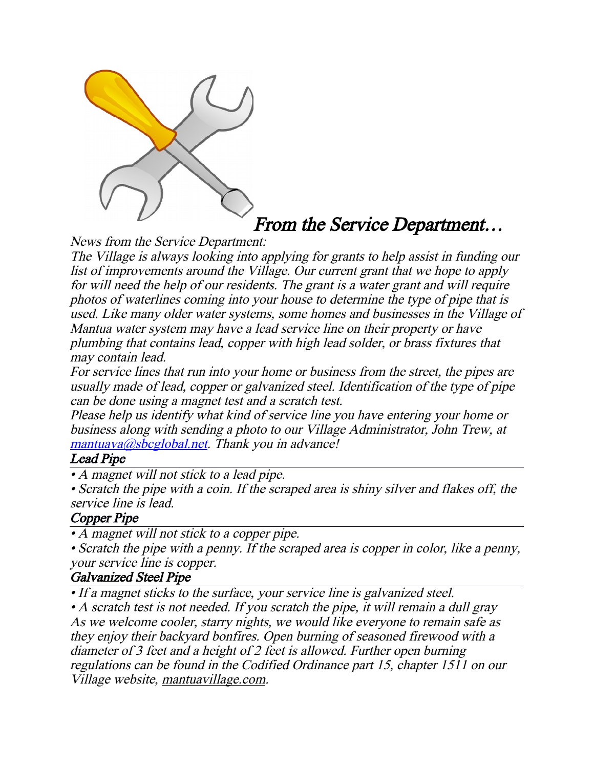# *From the Service Department…*

*News from the Service Department:*

*The Village is always looking into applying for grants to help assist in funding our list of improvements around the Village. Our current grant that we hope to apply for will need the help of our residents. The grant is a water grant and will require photos of waterlines coming into your house to determine the type of pipe that is used. Like many older water systems, some homes and businesses in the Village of Mantua water system may have a lead service line on their property or have plumbing that contains lead, copper with high lead solder, or brass fixtures that may contain lead.*

*For service lines that run into your home or business from the street, the pipes are usually made of lead, copper or galvanized steel. Identification of the type of pipe can be done using a magnet test and a scratch test.*

*Please help us identify what kind of service line you have entering your home or business along with sending a photo to our Village Administrator, John Trew, at [mantuava@sbcglobal.net](mailto:mantuava@sbcglobal.net). Thank you in advance!*

## *Lead Pipe*

*• A magnet will not stick to a lead pipe.*

*• Scratch the pipe with a coin. If the scraped area is shiny silver and flakes off, the service line is lead.*

## *Copper Pipe*

*• A magnet will not stick to a copper pipe.*

*• Scratch the pipe with a penny. If the scraped area is copper in color, like a penny, your service line is copper.*

## *Galvanized Steel Pipe*

*• If a magnet sticks to the surface, your service line is galvanized steel.*

*• A scratch test is not needed. If you scratch the pipe, it will remain a dull gray*

*As we welcome cooler, starry nights, we would like everyone to remain safe as they enjoy their backyard bonfires. Open burning of seasoned firewood with a diameter of 3 feet and a height of 2 feet is allowed. Further open burning regulations can be found in the Codified Ordinance part 15, chapter 1511 on our Village website, mantuavillage.com.*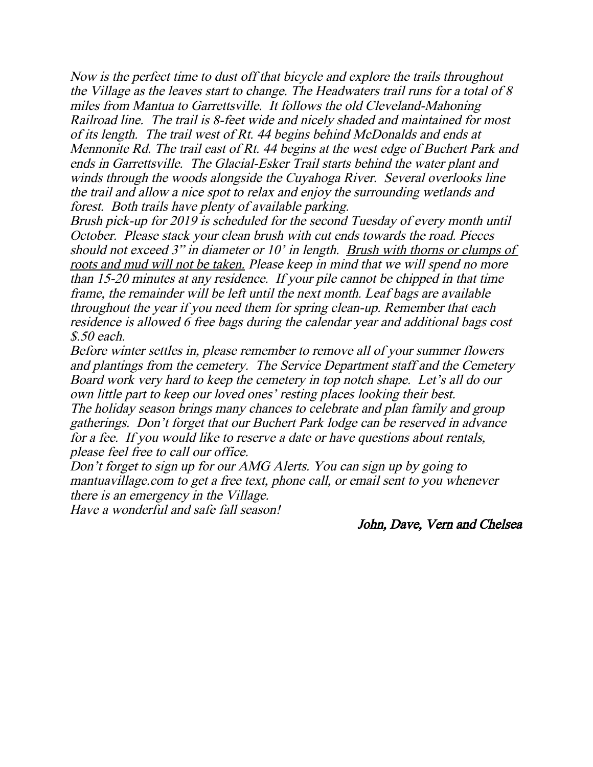*Now is the perfect time to dust off that bicycle and explore the trails throughout the Village as the leaves start to change. The Headwaters trail runs for a total of 8 miles from Mantua to Garrettsville. It follows the old Cleveland-Mahoning Railroad line. The trail is 8-feet wide and nicely shaded and maintained for most of its length. The trail west of Rt. 44 begins behind McDonalds and ends at Mennonite Rd. The trail east of Rt. 44 begins at the west edge of Buchert Park and ends in Garrettsville. The Glacial-Esker Trail starts behind the water plant and winds through the woods alongside the Cuyahoga River. Several overlooks line the trail and allow a nice spot to relax and enjoy the surrounding wetlands and forest. Both trails have plenty of available parking.*

*Brush pick-up for 2019 is scheduled for the second Tuesday of every month until October. Please stack your clean brush with cut ends towards the road. Pieces should not exceed 3" in diameter or 10' in length. <u>Brush with thorns or clumps of roots and mud will not be taken.</u> Please keep in mind that we will spend no more than 15-20 minutes at any residence. If your pile cannot be chipped in that time frame, the remainder will be left until the next month. Leaf bags are available throughout the year if you need them for spring clean-up. Remember that each residence is allowed 6 free bags during the calendar year and additional bags cost $.50 each.*

*Before winter settles in, please remember to remove all of your summer flowers and plantings from the cemetery. The Service Department staff and the Cemetery Board work very hard to keep the cemetery in top notch shape. Let's all do our own little part to keep our loved ones' resting places looking their best.*

*The holiday season brings many chances to celebrate and plan family and group gatherings. Don't forget that our Buchert Park lodge can be reserved in advance for a fee. If you would like to reserve a date or have questions about rentals, please feel free to call our office.*

*Don't forget to sign up for our AMG Alerts. You can sign up by going to mantuavillage.com to get a free text, phone call, or email sent to you whenever there is an emergency in the Village.*

*Have a wonderful and safe fall season!*

*John, Dave, Vern and Chelsea*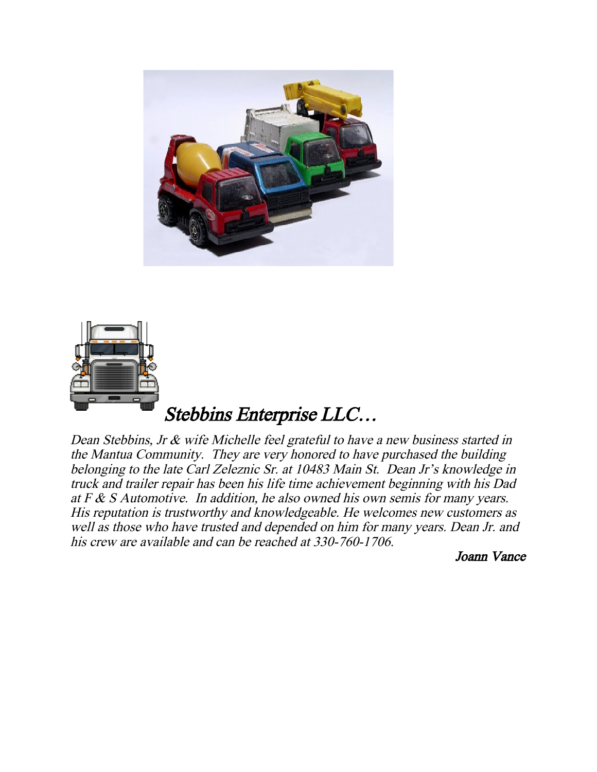## *Stebbins Enterprise LLC…*

*Dean Stebbins, Jr & wife Michelle feel grateful to have a new business started in the Mantua Community. They are very honored to have purchased the building belonging to the late Carl Zeleznic Sr. at 10483 Main St. Dean Jr's knowledge in truck and trailer repair has been his life time achievement beginning with his Dad at F & S Automotive. In addition, he also owned his own semis for many years. His reputation is trustworthy and knowledgeable. He welcomes new customers as well as those who have trusted and depended on him for many years. Dean Jr. and his crew are available and can be reached at 330-760-1706.*

*Joann Vance*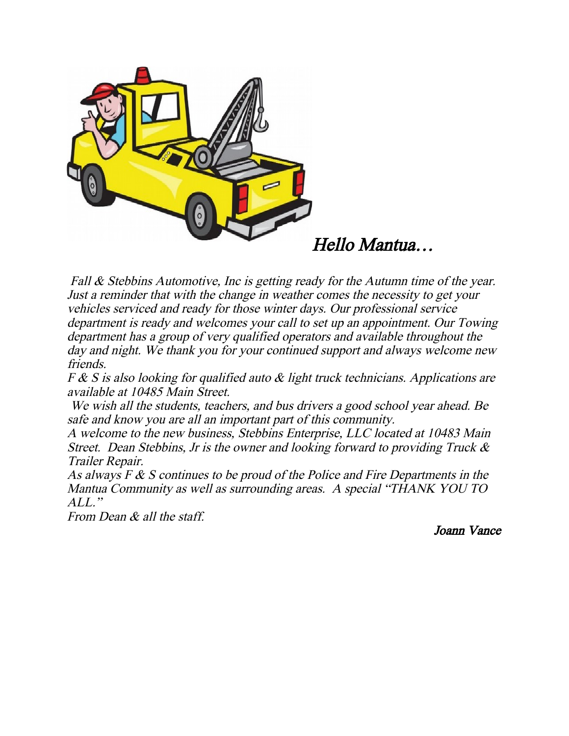*Hello Mantua…*

*Fall & Stebbins Automotive, Inc is getting ready for the Autumn time of the year. Just a reminder that with the change in weather comes the necessity to get your vehicles serviced and ready for those winter days. Our professional service department is ready and welcomes your call to set up an appointment. Our Towing department has a group of very qualified operators and available throughout the day and night. We thank you for your continued support and always welcome new friends.*

*F & S is also looking for qualified auto & light truck technicians. Applications are available at 10485 Main Street.*

*We wish all the students, teachers, and bus drivers a good school year ahead. Be safe and know you are all an important part of this community.*

*A welcome to the new business, Stebbins Enterprise, LLC located at 10483 Main Street. Dean Stebbins, Jr is the owner and looking forward to providing Truck & Trailer Repair.*

*As always F & S continues to be proud of the Police and Fire Departments in the Mantua Community as well as surrounding areas. A special "THANK YOU TO ALL."*

*From Dean & all the staff.*

*Joann Vance*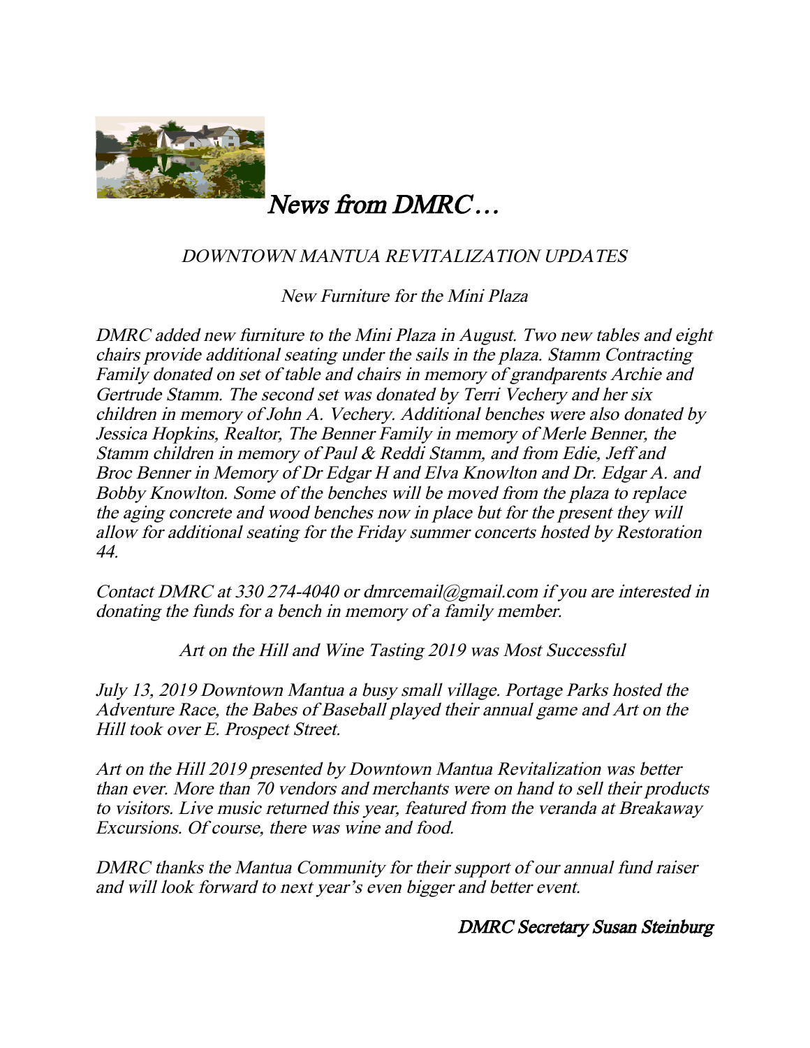# *News from DMRC…*

*DOWNTOWN MANTUA REVITALIZATION UPDATES*

*New Furniture for the Mini Plaza*

*DMRC added new furniture to the Mini Plaza in August. Two new tables and eight chairs provide additional seating under the sails in the plaza. Stamm Contracting Family donated on set of table and chairs in memory of grandparents Archie and Gertrude Stamm. The second set was donated by Terri Vechery and her six children in memory of John A. Vechery. Additional benches were also donated by Jessica Hopkins, Realtor, The Benner Family in memory of Merle Benner, the Stamm children in memory of Paul & Reddi Stamm, and from Edie, Jeff and Broc Benner in Memory of Dr Edgar H and Elva Knowlton and Dr. Edgar A. and Bobby Knowlton. Some of the benches will be moved from the plaza to replace the aging concrete and wood benches now in place but for the present they will allow for additional seating for the Friday summer concerts hosted by Restoration 44.*

*Contact DMRC at 330 274-4040 or dmrcemail@gmail.com if you are interested in donating the funds for a bench in memory of a family member.*

*Art on the Hill and Wine Tasting 2019 was Most Successful*

*July 13, 2019 Downtown Mantua a busy small village. Portage Parks hosted the Adventure Race, the Babes of Baseball played their annual game and Art on the Hill took over E. Prospect Street.*

*Art on the Hill 2019 presented by Downtown Mantua Revitalization was better than ever. More than 70 vendors and merchants were on hand to sell their products to visitors. Live music returned this year, featured from the veranda at Breakaway Excursions. Of course, there was wine and food.*

*DMRC thanks the Mantua Community for their support of our annual fund raiser and will look forward to next year's even bigger and better event.*

*DMRC Secretary Susan Steinburg*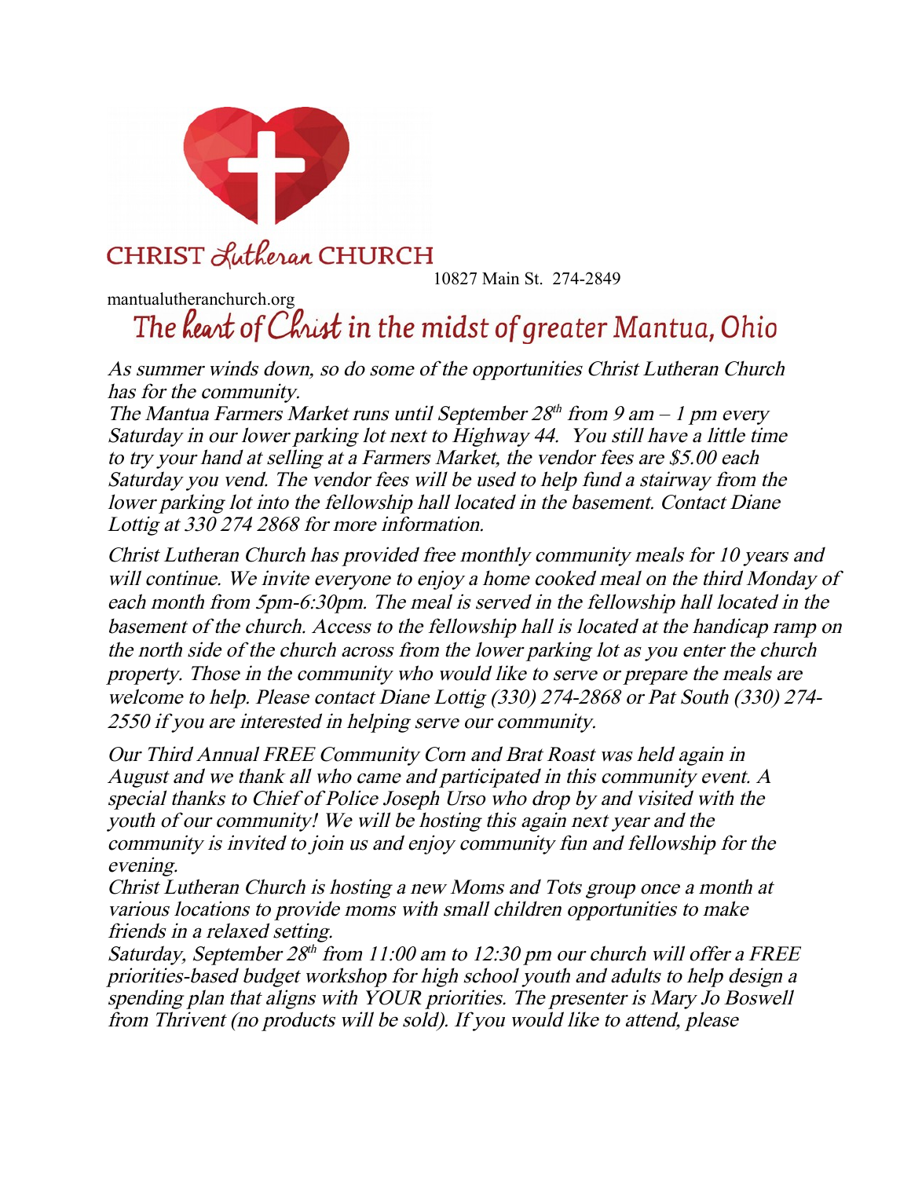CHRIST *Lutheran* CHURCH

10827 Main St. 274-2849

mantualutheranchurch.org

## The *heart* of *Christ* in the midst of greater Mantua, Ohio

*As summer winds down, so do some of the opportunities Christ Lutheran Church has for the community.*

*The Mantua Farmers Market runs until September 28th from 9 am – 1 pm every Saturday in our lower parking lot next to Highway 44. You still have a little time to try your hand at selling at a Farmers Market, the vendor fees are $5.00 each Saturday you vend. The vendor fees will be used to help fund a stairway from the lower parking lot into the fellowship hall located in the basement. Contact Diane Lottig at 330 274 2868 for more information.*

*Christ Lutheran Church has provided free monthly community meals for 10 years and will continue. We invite everyone to enjoy a home cooked meal on the third Monday of each month from 5pm-6:30pm. The meal is served in the fellowship hall located in the basement of the church. Access to the fellowship hall is located at the handicap ramp on the north side of the church across from the lower parking lot as you enter the church property. Those in the community who would like to serve or prepare the meals are welcome to help. Please contact Diane Lottig (330) 274-2868 or Pat South (330) 274-2550 if you are interested in helping serve our community.*

*Our Third Annual FREE Community Corn and Brat Roast was held again in August and we thank all who came and participated in this community event. A special thanks to Chief of Police Joseph Urso who drop by and visited with the youth of our community! We will be hosting this again next year and the community is invited to join us and enjoy community fun and fellowship for the evening.*

*Christ Lutheran Church is hosting a new Moms and Tots group once a month at various locations to provide moms with small children opportunities to make friends in a relaxed setting.*

*Saturday, September 28th from 11:00 am to 12:30 pm our church will offer a FREE priorities-based budget workshop for high school youth and adults to help design a spending plan that aligns with YOUR priorities. The presenter is Mary Jo Boswell from Thrivent (no products will be sold). If you would like to attend, please*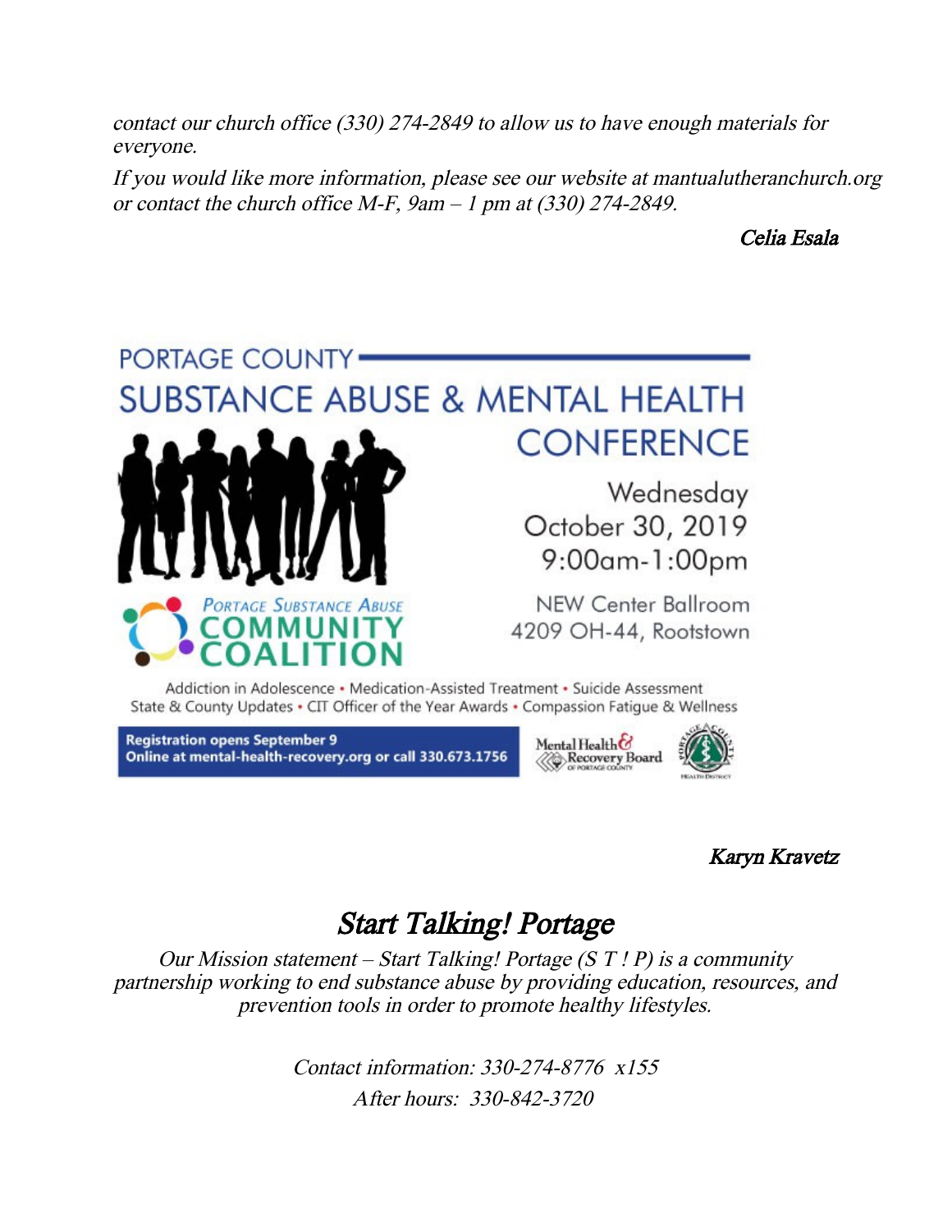*contact our church office (330) 274-2849 to allow us to have enough materials for everyone.*

*If you would like more information, please see our website at mantualutheranchurch.org or contact the church office M-F, 9am – 1 pm at (330) 274-2849.*

*Celia Esala*

PORTAGE COUNTY

# SUBSTANCE ABUSE & MENTAL HEALTH CONFERENCE

Wednesday
October 30, 2019
9:00am-1:00pm

NEW Center Ballroom
4209 OH-44, Rootstown

PORTAGE SUBSTANCE ABUSE
COMMUNITY COALITION

Addiction in Adolescence • Medication-Assisted Treatment • Suicide Assessment
State & County Updates • CIT Officer of the Year Awards • Compassion Fatigue & Wellness

**Registration opens September 9**
**Online at mental-health-recovery.org or call 330.673.1756**

Mental Health & Recovery Board of Portage County

Portage County Health District

*Karyn Kravetz*

## *Start Talking! Portage*

*Our Mission statement – Start Talking! Portage (S T ! P) is a community partnership working to end substance abuse by providing education, resources, and prevention tools in order to promote healthy lifestyles.*

*Contact information: 330-274-8776 x155*

*After hours: 330-842-3720*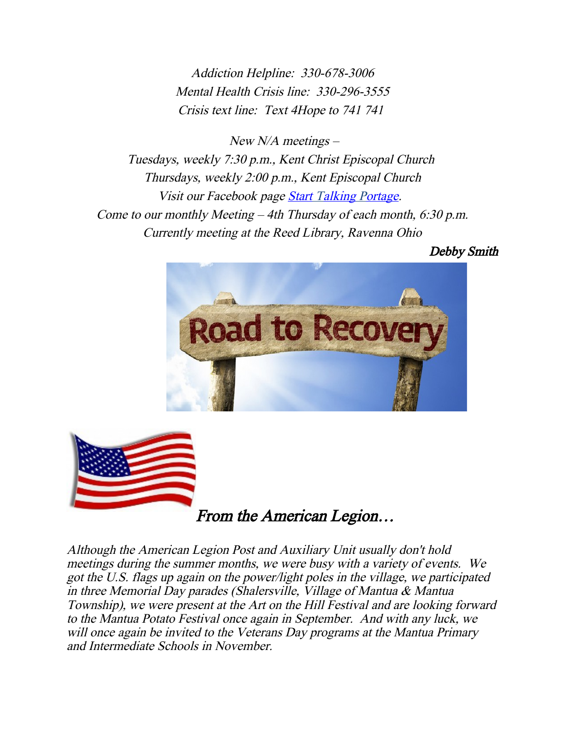*Addiction Helpline: 330-678-3006*
*Mental Health Crisis line: 330-296-3555*
*Crisis text line: Text 4Hope to 741 741*

*New N/A meetings –*
*Tuesdays, weekly 7:30 p.m., Kent Christ Episcopal Church*
*Thursdays, weekly 2:00 p.m., Kent Episcopal Church*
*Visit our Facebook page Start Talking Portage.*
*Come to our monthly Meeting – 4th Thursday of each month, 6:30 p.m.*
*Currently meeting at the Reed Library, Ravenna Ohio*

*Debby Smith*

## *From the American Legion…*

*Although the American Legion Post and Auxiliary Unit usually don't hold meetings during the summer months, we were busy with a variety of events. We got the U.S. flags up again on the power/light poles in the village, we participated in three Memorial Day parades (Shalersville, Village of Mantua & Mantua Township), we were present at the Art on the Hill Festival and are looking forward to the Mantua Potato Festival once again in September. And with any luck, we will once again be invited to the Veterans Day programs at the Mantua Primary and Intermediate Schools in November.*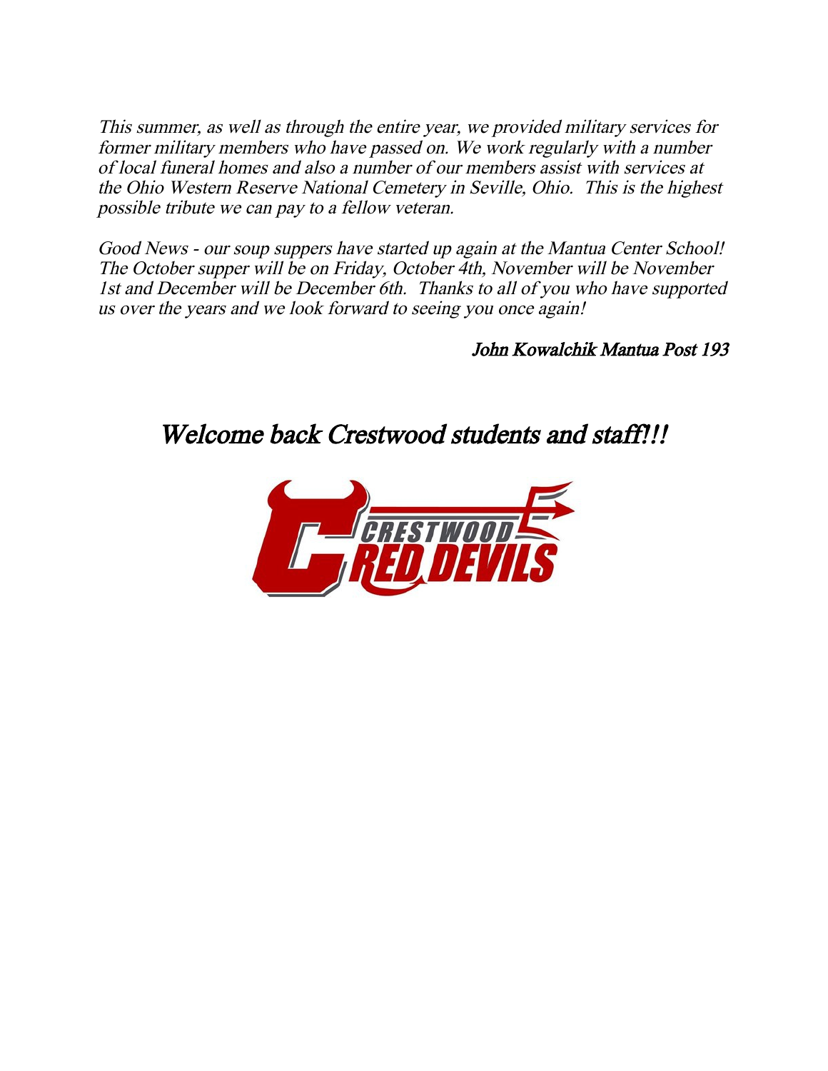*This summer, as well as through the entire year, we provided military services for former military members who have passed on. We work regularly with a number of local funeral homes and also a number of our members assist with services at the Ohio Western Reserve National Cemetery in Seville, Ohio. This is the highest possible tribute we can pay to a fellow veteran.*

*Good News - our soup suppers have started up again at the Mantua Center School! The October supper will be on Friday, October 4th, November will be November 1st and December will be December 6th. Thanks to all of you who have supported us over the years and we look forward to seeing you once again!*

*John Kowalchik Mantua Post 193*

## *Welcome back Crestwood students and staff!!!*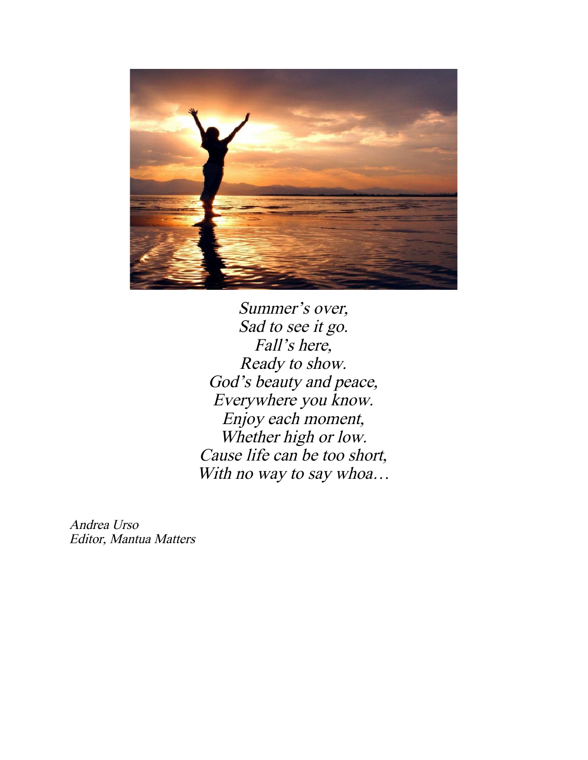*Summer's over,*
*Sad to see it go.*
*Fall's here,*
*Ready to show.*
*God's beauty and peace,*
*Everywhere you know.*
*Enjoy each moment,*
*Whether high or low.*
*Cause life can be too short,*
*With no way to say whoa…*

*Andrea Urso*
*Editor, Mantua Matters*